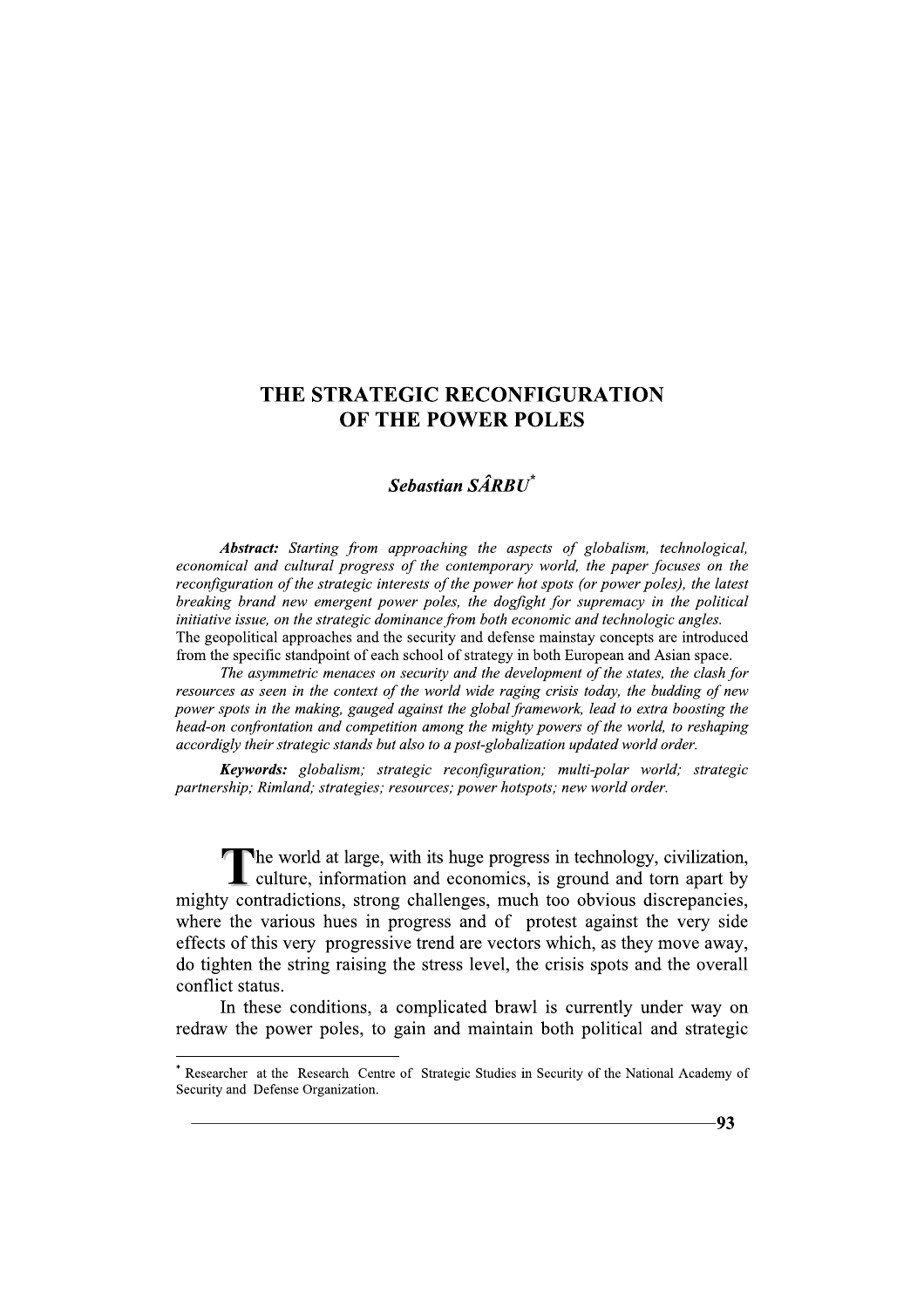# THE STRATEGIC RECONFIGURATION OF THE POWER POLES

***Sebastian SÂRBU*** [*]

***Abstract:*** *Starting from approaching the aspects of globalism, technological, economical and cultural progress of the contemporary world, the paper focuses on the reconfiguration of the strategic interests of the power hot spots (or power poles), the latest breaking brand new emergent power poles, the dogfight for supremacy in the political initiative issue, on the strategic dominance from both economic and technologic angles.* The geopolitical approaches and the security and defense mainstay concepts are introduced from the specific standpoint of each school of strategy in both European and Asian space.

*The asymmetric menaces on security and the development of the states, the clash for resources as seen in the context of the world wide raging crisis today, the budding of new power spots in the making, gauged against the global framework, lead to extra boosting the head-on confrontation and competition among the mighty powers of the world, to reshaping accordigly their strategic stands but also to a post-globalization updated world order.*

***Keywords:*** *globalism; strategic reconfiguration; multi-polar world; strategic partnership; Rimland; strategies; resources; power hotspots; new world order.*

The world at large, with its huge progress in technology, civilization, culture, information and economics, is ground and torn apart by mighty contradictions, strong challenges, much too obvious discrepancies, where the various hues in progress and of protest against the very side effects of this very progressive trend are vectors which, as they move away, do tighten the string raising the stress level, the crisis spots and the overall conflict status.

In these conditions, a complicated brawl is currently under way on redraw the power poles, to gain and maintain both political and strategic

[*] Researcher at the Research Centre of Strategic Studies in Security of the National Academy of Security and Defense Organization.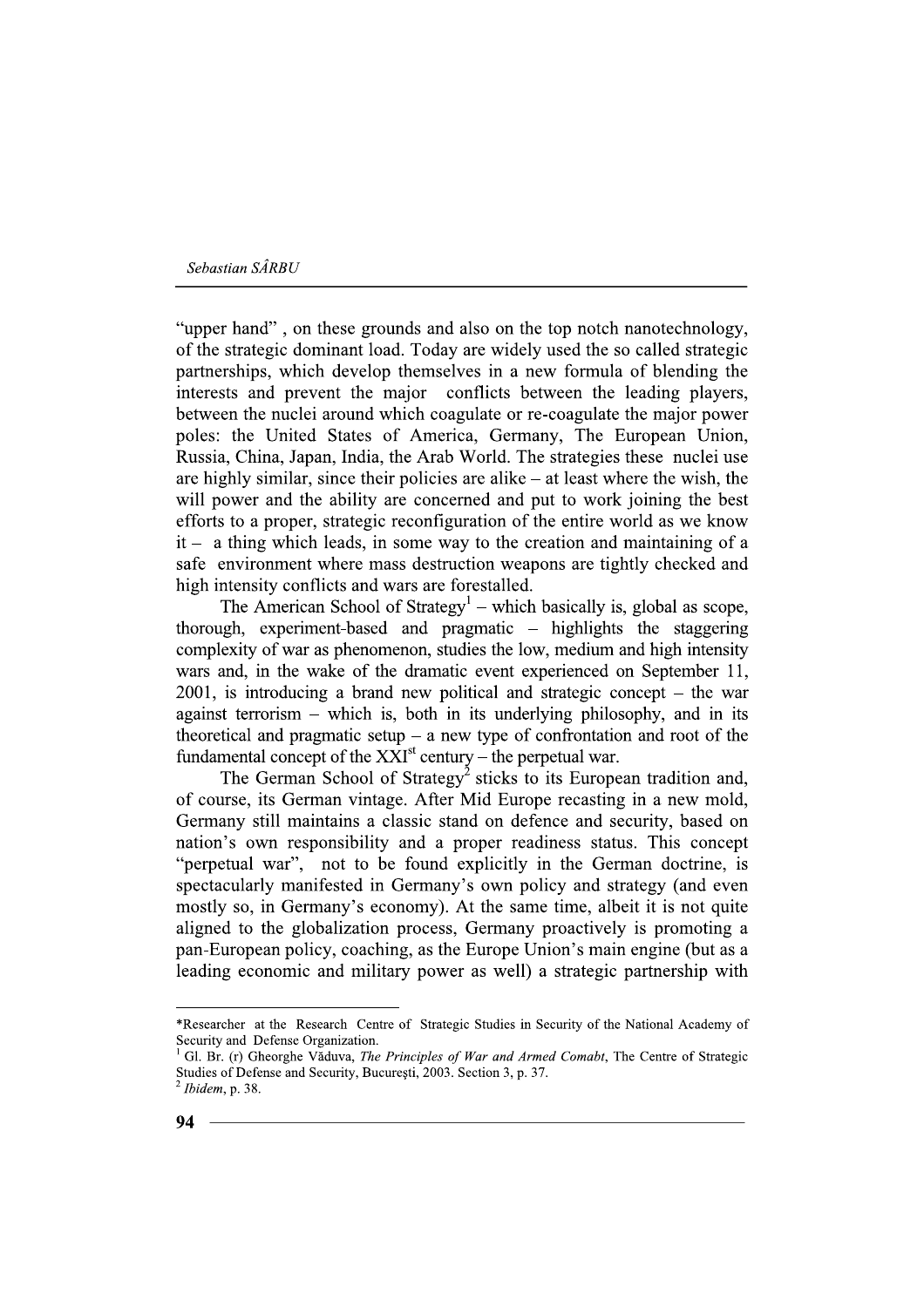"upper hand" , on these grounds and also on the top notch nanotechnology, of the strategic dominant load. Today are widely used the so called strategic partnerships, which develop themselves in a new formula of blending the interests and prevent the major conflicts between the leading players, between the nuclei around which coagulate or re-coagulate the major power poles: the United States of America, Germany, The European Union, Russia, China, Japan, India, the Arab World. The strategies these nuclei use are highly similar, since their policies are alike – at least where the wish, the will power and the ability are concerned and put to work joining the best efforts to a proper, strategic reconfiguration of the entire world as we know it – a thing which leads, in some way to the creation and maintaining of a safe environment where mass destruction weapons are tightly checked and high intensity conflicts and wars are forestalled.

The American School of Strategy[1] – which basically is, global as scope, thorough, experiment-based and pragmatic – highlights the staggering complexity of war as phenomenon, studies the low, medium and high intensity wars and, in the wake of the dramatic event experienced on September 11, 2001, is introducing a brand new political and strategic concept – the war against terrorism – which is, both in its underlying philosophy, and in its theoretical and pragmatic setup – a new type of confrontation and root of the fundamental concept of the XXI[st] century – the perpetual war.

The German School of Strategy[2] sticks to its European tradition and, of course, its German vintage. After Mid Europe recasting in a new mold, Germany still maintains a classic stand on defence and security, based on nation's own responsibility and a proper readiness status. This concept "perpetual war", not to be found explicitly in the German doctrine, is spectacularly manifested in Germany's own policy and strategy (and even mostly so, in Germany's economy). At the same time, albeit it is not quite aligned to the globalization process, Germany proactively is promoting a pan-European policy, coaching, as the Europe Union's main engine (but as a leading economic and military power as well) a strategic partnership with

---

*Researcher at the Research Centre of Strategic Studies in Security of the National Academy of Security and Defense Organization.

[1] Gl. Br. (r) Gheorghe Văduva, *The Principles of War and Armed Comabt*, The Centre of Strategic Studies of Defense and Security, București, 2003. Section 3, p. 37.

[2] *Ibidem*, p. 38.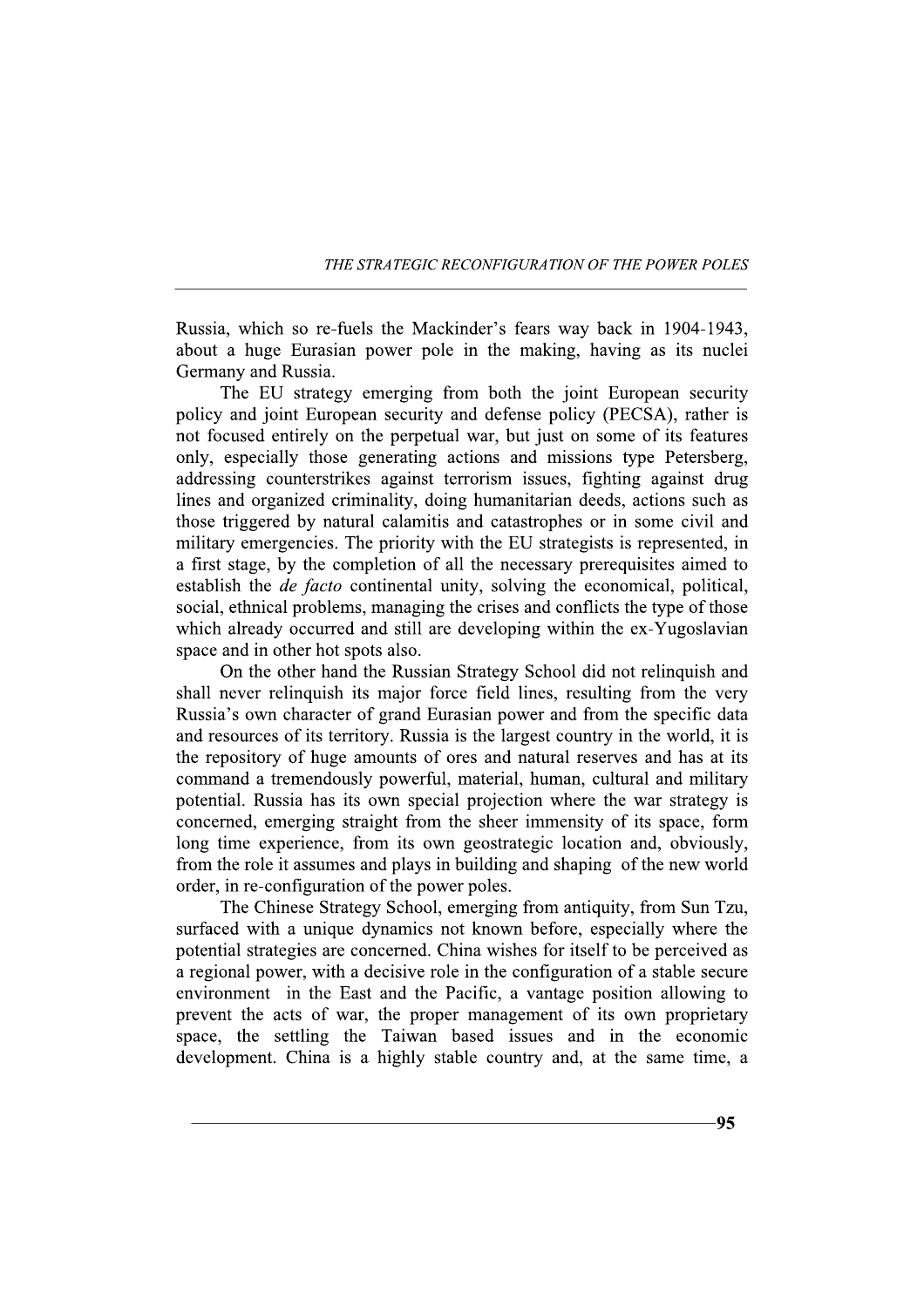Russia, which so re-fuels the Mackinder's fears way back in 1904-1943, about a huge Eurasian power pole in the making, having as its nuclei Germany and Russia.

The EU strategy emerging from both the joint European security policy and joint European security and defense policy (PECSA), rather is not focused entirely on the perpetual war, but just on some of its features only, especially those generating actions and missions type Petersberg, addressing counterstrikes against terrorism issues, fighting against drug lines and organized criminality, doing humanitarian deeds, actions such as those triggered by natural calamitis and catastrophes or in some civil and military emergencies. The priority with the EU strategists is represented, in a first stage, by the completion of all the necessary prerequisites aimed to establish the *de facto* continental unity, solving the economical, political, social, ethnical problems, managing the crises and conflicts the type of those which already occurred and still are developing within the ex-Yugoslavian space and in other hot spots also.

On the other hand the Russian Strategy School did not relinquish and shall never relinquish its major force field lines, resulting from the very Russia's own character of grand Eurasian power and from the specific data and resources of its territory. Russia is the largest country in the world, it is the repository of huge amounts of ores and natural reserves and has at its command a tremendously powerful, material, human, cultural and military potential. Russia has its own special projection where the war strategy is concerned, emerging straight from the sheer immensity of its space, form long time experience, from its own geostrategic location and, obviously, from the role it assumes and plays in building and shaping of the new world order, in re-configuration of the power poles.

The Chinese Strategy School, emerging from antiquity, from Sun Tzu, surfaced with a unique dynamics not known before, especially where the potential strategies are concerned. China wishes for itself to be perceived as a regional power, with a decisive role in the configuration of a stable secure environment in the East and the Pacific, a vantage position allowing to prevent the acts of war, the proper management of its own proprietary space, the settling the Taiwan based issues and in the economic development. China is a highly stable country and, at the same time, a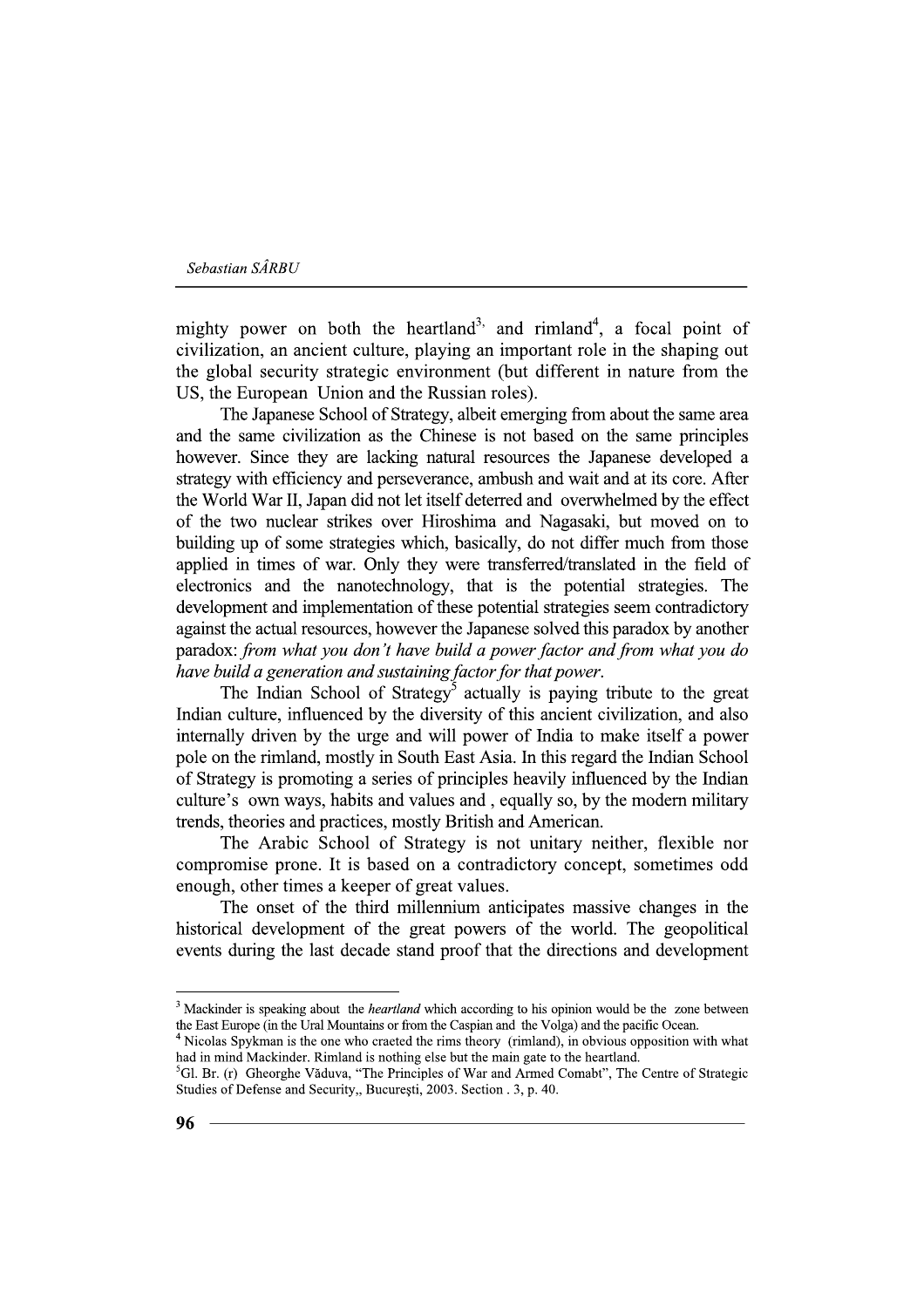mighty power on both the heartland[3,] and rimland[4], a focal point of civilization, an ancient culture, playing an important role in the shaping out the global security strategic environment (but different in nature from the US, the European Union and the Russian roles).

The Japanese School of Strategy, albeit emerging from about the same area and the same civilization as the Chinese is not based on the same principles however. Since they are lacking natural resources the Japanese developed a strategy with efficiency and perseverance, ambush and wait and at its core. After the World War II, Japan did not let itself deterred and overwhelmed by the effect of the two nuclear strikes over Hiroshima and Nagasaki, but moved on to building up of some strategies which, basically, do not differ much from those applied in times of war. Only they were transferred/translated in the field of electronics and the nanotechnology, that is the potential strategies. The development and implementation of these potential strategies seem contradictory against the actual resources, however the Japanese solved this paradox by another paradox: *from what you don't have build a power factor and from what you do have build a generation and sustaining factor for that power*.

The Indian School of Strategy[5] actually is paying tribute to the great Indian culture, influenced by the diversity of this ancient civilization, and also internally driven by the urge and will power of India to make itself a power pole on the rimland, mostly in South East Asia. In this regard the Indian School of Strategy is promoting a series of principles heavily influenced by the Indian culture's own ways, habits and values and , equally so, by the modern military trends, theories and practices, mostly British and American.

The Arabic School of Strategy is not unitary neither, flexible nor compromise prone. It is based on a contradictory concept, sometimes odd enough, other times a keeper of great values.

The onset of the third millennium anticipates massive changes in the historical development of the great powers of the world. The geopolitical events during the last decade stand proof that the directions and development

---

[3] Mackinder is speaking about the *heartland* which according to his opinion would be the zone between the East Europe (in the Ural Mountains or from the Caspian and the Volga) and the pacific Ocean.

[4] Nicolas Spykman is the one who craeted the rims theory (rimland), in obvious opposition with what had in mind Mackinder. Rimland is nothing else but the main gate to the heartland.

[5] Gl. Br. (r) Gheorghe Văduva, "The Principles of War and Armed Comabt", The Centre of Strategic Studies of Defense and Security,, Bucureşti, 2003. Section . 3, p. 40.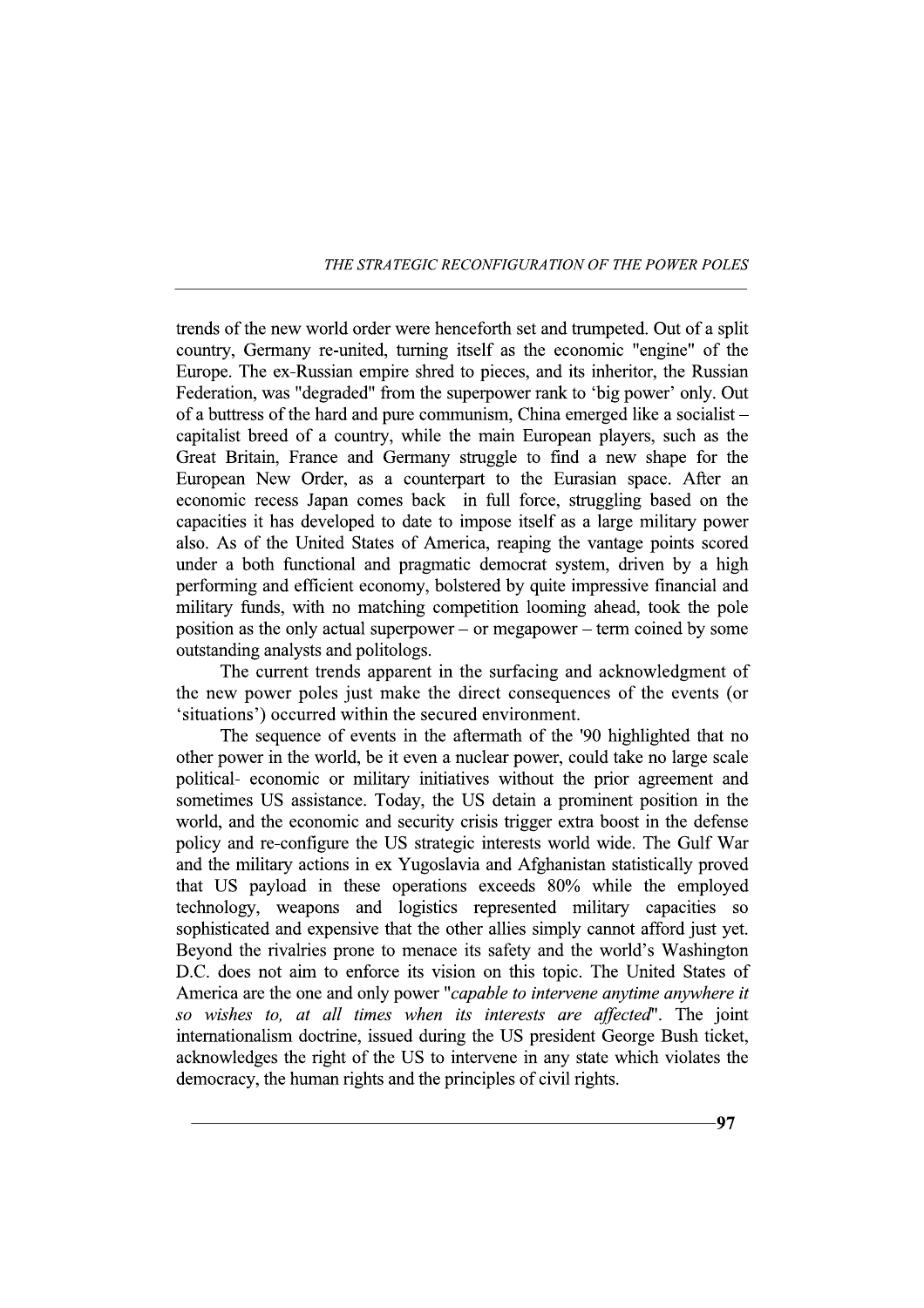trends of the new world order were henceforth set and trumpeted. Out of a split country, Germany re-united, turning itself as the economic "engine" of the Europe. The ex-Russian empire shred to pieces, and its inheritor, the Russian Federation, was "degraded" from the superpower rank to 'big power' only. Out of a buttress of the hard and pure communism, China emerged like a socialist – capitalist breed of a country, while the main European players, such as the Great Britain, France and Germany struggle to find a new shape for the European New Order, as a counterpart to the Eurasian space. After an economic recess Japan comes back in full force, struggling based on the capacities it has developed to date to impose itself as a large military power also. As of the United States of America, reaping the vantage points scored under a both functional and pragmatic democrat system, driven by a high performing and efficient economy, bolstered by quite impressive financial and military funds, with no matching competition looming ahead, took the pole position as the only actual superpower – or megapower – term coined by some outstanding analysts and politologs.

The current trends apparent in the surfacing and acknowledgment of the new power poles just make the direct consequences of the events (or 'situations') occurred within the secured environment.

The sequence of events in the aftermath of the '90 highlighted that no other power in the world, be it even a nuclear power, could take no large scale political- economic or military initiatives without the prior agreement and sometimes US assistance. Today, the US detain a prominent position in the world, and the economic and security crisis trigger extra boost in the defense policy and re-configure the US strategic interests world wide. The Gulf War and the military actions in ex Yugoslavia and Afghanistan statistically proved that US payload in these operations exceeds 80% while the employed technology, weapons and logistics represented military capacities so sophisticated and expensive that the other allies simply cannot afford just yet. Beyond the rivalries prone to menace its safety and the world's Washington D.C. does not aim to enforce its vision on this topic. The United States of America are the one and only power "*capable to intervene anytime anywhere it so wishes to, at all times when its interests are affected*". The joint internationalism doctrine, issued during the US president George Bush ticket, acknowledges the right of the US to intervene in any state which violates the democracy, the human rights and the principles of civil rights.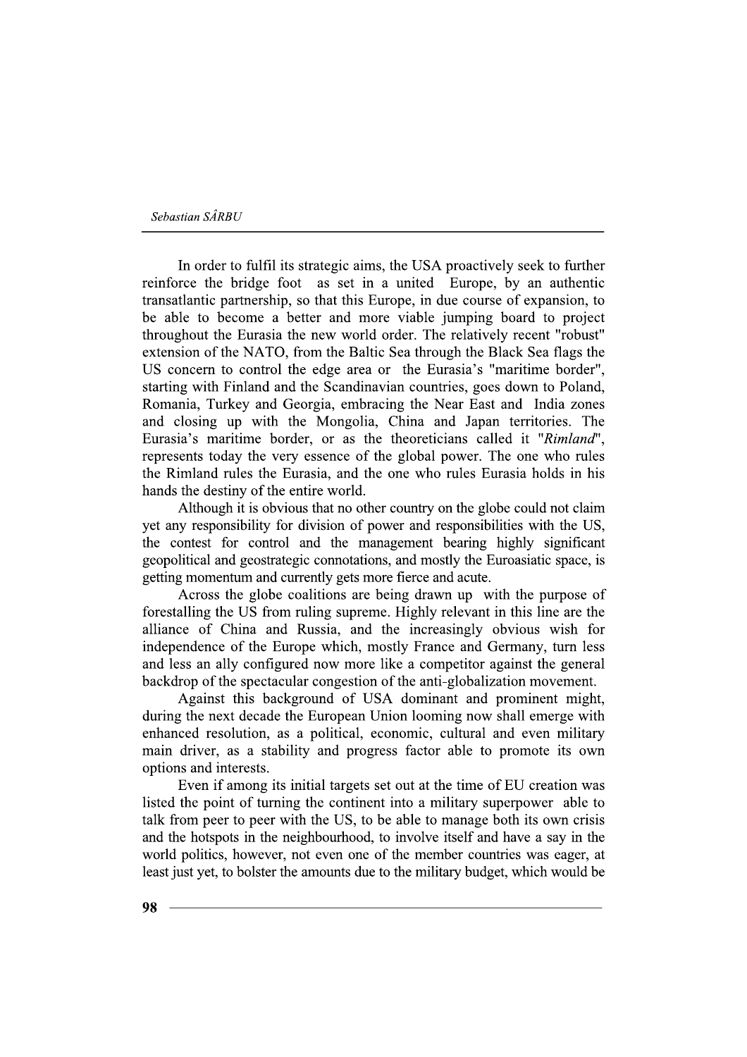In order to fulfil its strategic aims, the USA proactively seek to further reinforce the bridge foot as set in a united Europe, by an authentic transatlantic partnership, so that this Europe, in due course of expansion, to be able to become a better and more viable jumping board to project throughout the Eurasia the new world order. The relatively recent "robust" extension of the NATO, from the Baltic Sea through the Black Sea flags the US concern to control the edge area or the Eurasia's "maritime border", starting with Finland and the Scandinavian countries, goes down to Poland, Romania, Turkey and Georgia, embracing the Near East and India zones and closing up with the Mongolia, China and Japan territories. The Eurasia's maritime border, or as the theoreticians called it "*Rimland*", represents today the very essence of the global power. The one who rules the Rimland rules the Eurasia, and the one who rules Eurasia holds in his hands the destiny of the entire world.

Although it is obvious that no other country on the globe could not claim yet any responsibility for division of power and responsibilities with the US, the contest for control and the management bearing highly significant geopolitical and geostrategic connotations, and mostly the Euroasiatic space, is getting momentum and currently gets more fierce and acute.

Across the globe coalitions are being drawn up with the purpose of forestalling the US from ruling supreme. Highly relevant in this line are the alliance of China and Russia, and the increasingly obvious wish for independence of the Europe which, mostly France and Germany, turn less and less an ally configured now more like a competitor against the general backdrop of the spectacular congestion of the anti-globalization movement.

Against this background of USA dominant and prominent might, during the next decade the European Union looming now shall emerge with enhanced resolution, as a political, economic, cultural and even military main driver, as a stability and progress factor able to promote its own options and interests.

Even if among its initial targets set out at the time of EU creation was listed the point of turning the continent into a military superpower able to talk from peer to peer with the US, to be able to manage both its own crisis and the hotspots in the neighbourhood, to involve itself and have a say in the world politics, however, not even one of the member countries was eager, at least just yet, to bolster the amounts due to the military budget, which would be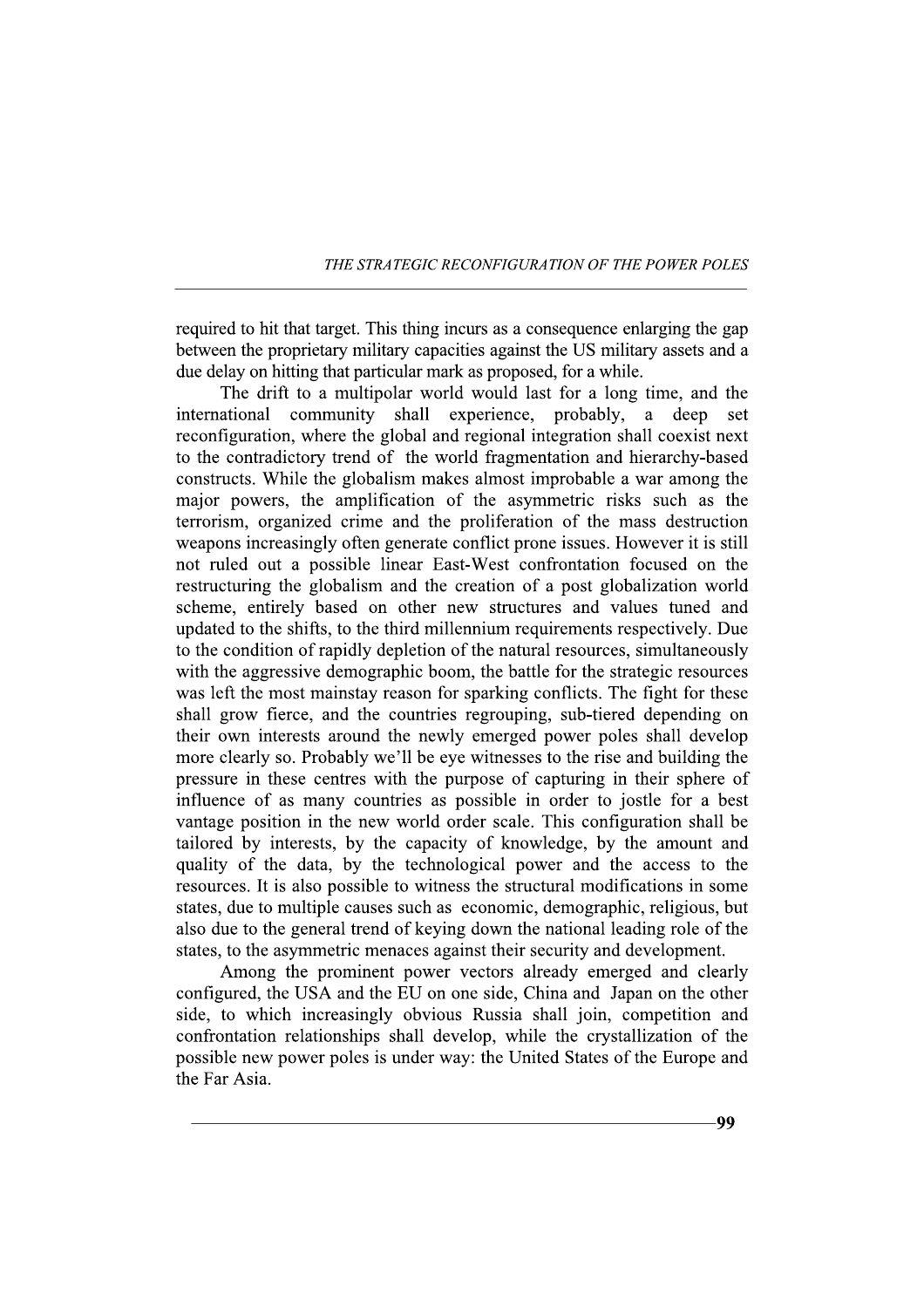required to hit that target. This thing incurs as a consequence enlarging the gap between the proprietary military capacities against the US military assets and a due delay on hitting that particular mark as proposed, for a while.

The drift to a multipolar world would last for a long time, and the international community shall experience, probably, a deep set reconfiguration, where the global and regional integration shall coexist next to the contradictory trend of the world fragmentation and hierarchy-based constructs. While the globalism makes almost improbable a war among the major powers, the amplification of the asymmetric risks such as the terrorism, organized crime and the proliferation of the mass destruction weapons increasingly often generate conflict prone issues. However it is still not ruled out a possible linear East-West confrontation focused on the restructuring the globalism and the creation of a post globalization world scheme, entirely based on other new structures and values tuned and updated to the shifts, to the third millennium requirements respectively. Due to the condition of rapidly depletion of the natural resources, simultaneously with the aggressive demographic boom, the battle for the strategic resources was left the most mainstay reason for sparking conflicts. The fight for these shall grow fierce, and the countries regrouping, sub-tiered depending on their own interests around the newly emerged power poles shall develop more clearly so. Probably we'll be eye witnesses to the rise and building the pressure in these centres with the purpose of capturing in their sphere of influence of as many countries as possible in order to jostle for a best vantage position in the new world order scale. This configuration shall be tailored by interests, by the capacity of knowledge, by the amount and quality of the data, by the technological power and the access to the resources. It is also possible to witness the structural modifications in some states, due to multiple causes such as economic, demographic, religious, but also due to the general trend of keying down the national leading role of the states, to the asymmetric menaces against their security and development.

Among the prominent power vectors already emerged and clearly configured, the USA and the EU on one side, China and Japan on the other side, to which increasingly obvious Russia shall join, competition and confrontation relationships shall develop, while the crystallization of the possible new power poles is under way: the United States of the Europe and the Far Asia.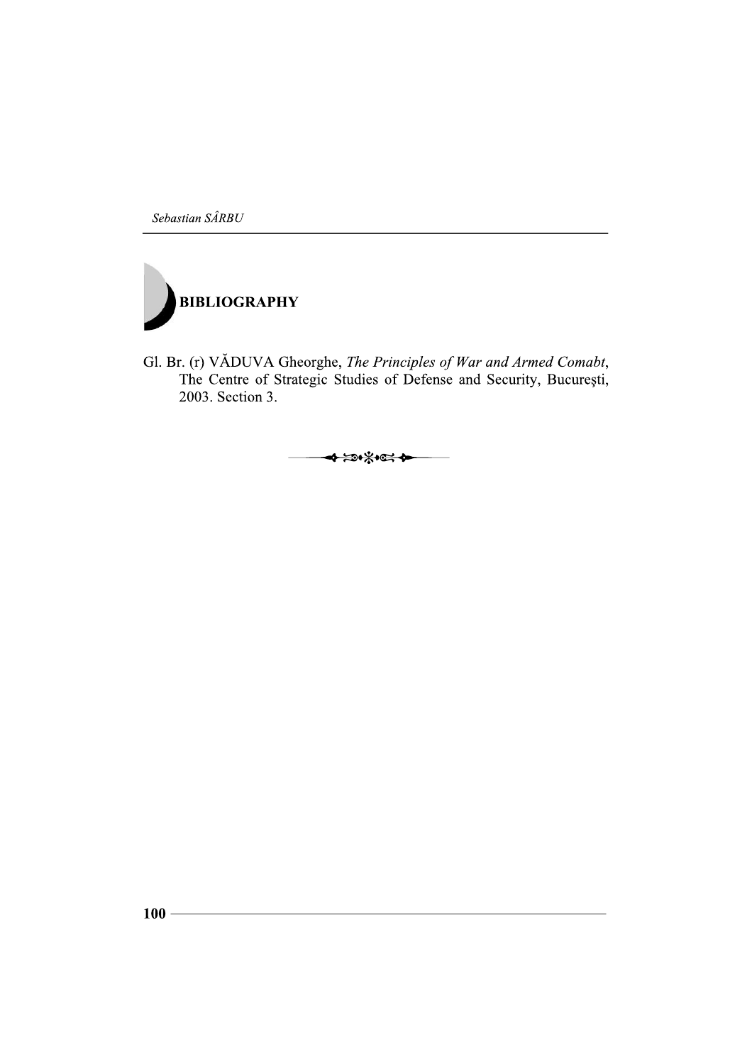## BIBLIOGRAPHY

Gl. Br. (r) VĂDUVA Gheorghe, *The Principles of War and Armed Comabt*, The Centre of Strategic Studies of Defense and Security, Bucureşti, 2003. Section 3.